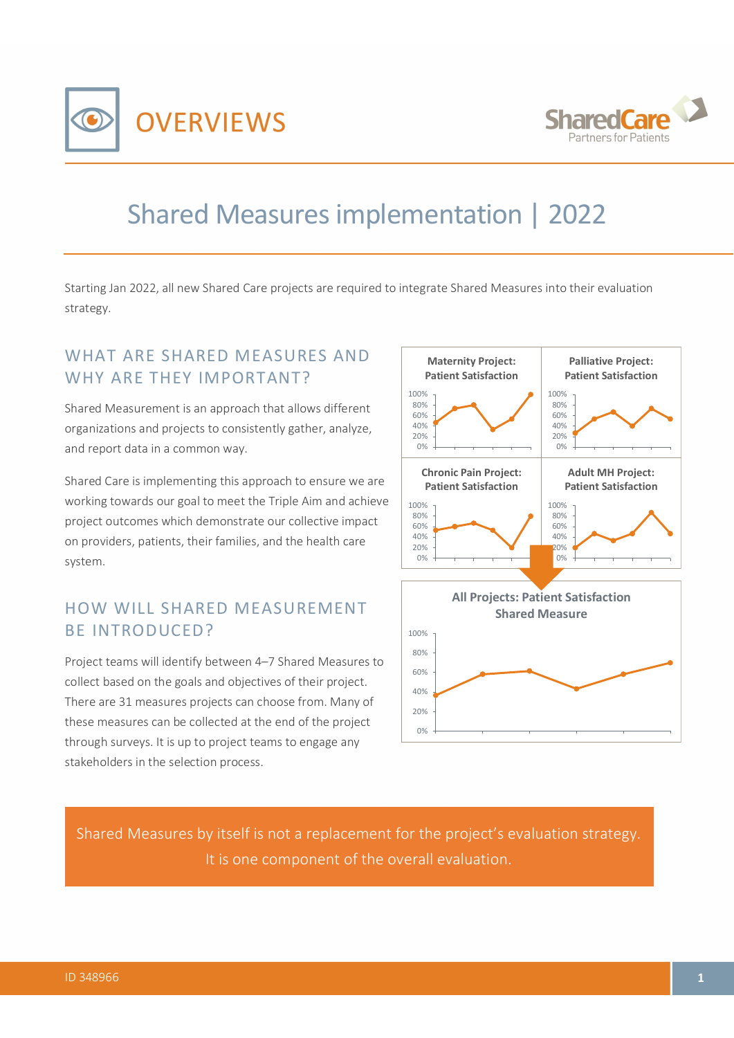OVERVIEWS

SharedCare
Partners for Patients

# Shared Measures implementation | 2022

Starting Jan 2022, all new Shared Care projects are required to integrate Shared Measures into their evaluation strategy.

## WHAT ARE SHARED MEASURES AND WHY ARE THEY IMPORTANT?

Shared Measurement is an approach that allows different organizations and projects to consistently gather, analyze, and report data in a common way.

Shared Care is implementing this approach to ensure we are working towards our goal to meet the Triple Aim and achieve project outcomes which demonstrate our collective impact on providers, patients, their families, and the health care system.

## HOW WILL SHARED MEASUREMENT BE INTRODUCED?

Project teams will identify between 4–7 Shared Measures to collect based on the goals and objectives of their project. There are 31 measures projects can choose from. Many of these measures can be collected at the end of the project through surveys. It is up to project teams to engage any stakeholders in the selection process.

Maternity Project: Patient Satisfaction
100%
80%
60%
40%
20%
0%

Palliative Project: Patient Satisfaction
100%
80%
60%
40%
20%
0%

Chronic Pain Project: Patient Satisfaction
100%
80%
60%
40%
20%
0%

Adult MH Project: Patient Satisfaction
100%
80%
60%
40%
20%
0%

All Projects: Patient Satisfaction Shared Measure
100%
80%
60%
40%
20%
0%

Shared Measures by itself is not a replacement for the project's evaluation strategy. It is one component of the overall evaluation.

ID 348966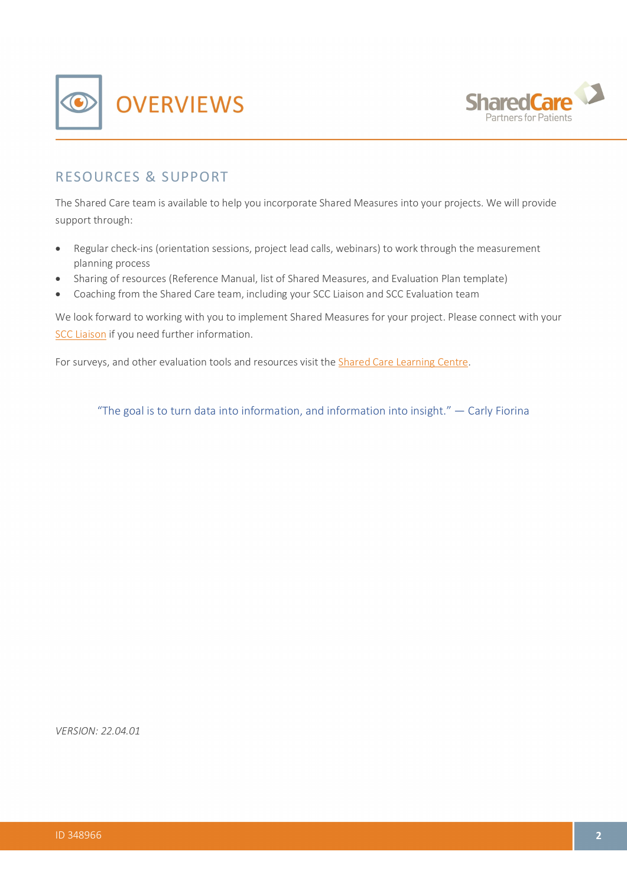## RESOURCES & SUPPORT

The Shared Care team is available to help you incorporate Shared Measures into your projects. We will provide support through:

- Regular check-ins (orientation sessions, project lead calls, webinars) to work through the measurement planning process
- Sharing of resources (Reference Manual, list of Shared Measures, and Evaluation Plan template)
- Coaching from the Shared Care team, including your SCC Liaison and SCC Evaluation team

We look forward to working with you to implement Shared Measures for your project. Please connect with your SCC Liaison if you need further information.

For surveys, and other evaluation tools and resources visit the Shared Care Learning Centre.

"The goal is to turn data into information, and information into insight." — Carly Fiorina

*VERSION: 22.04.01*